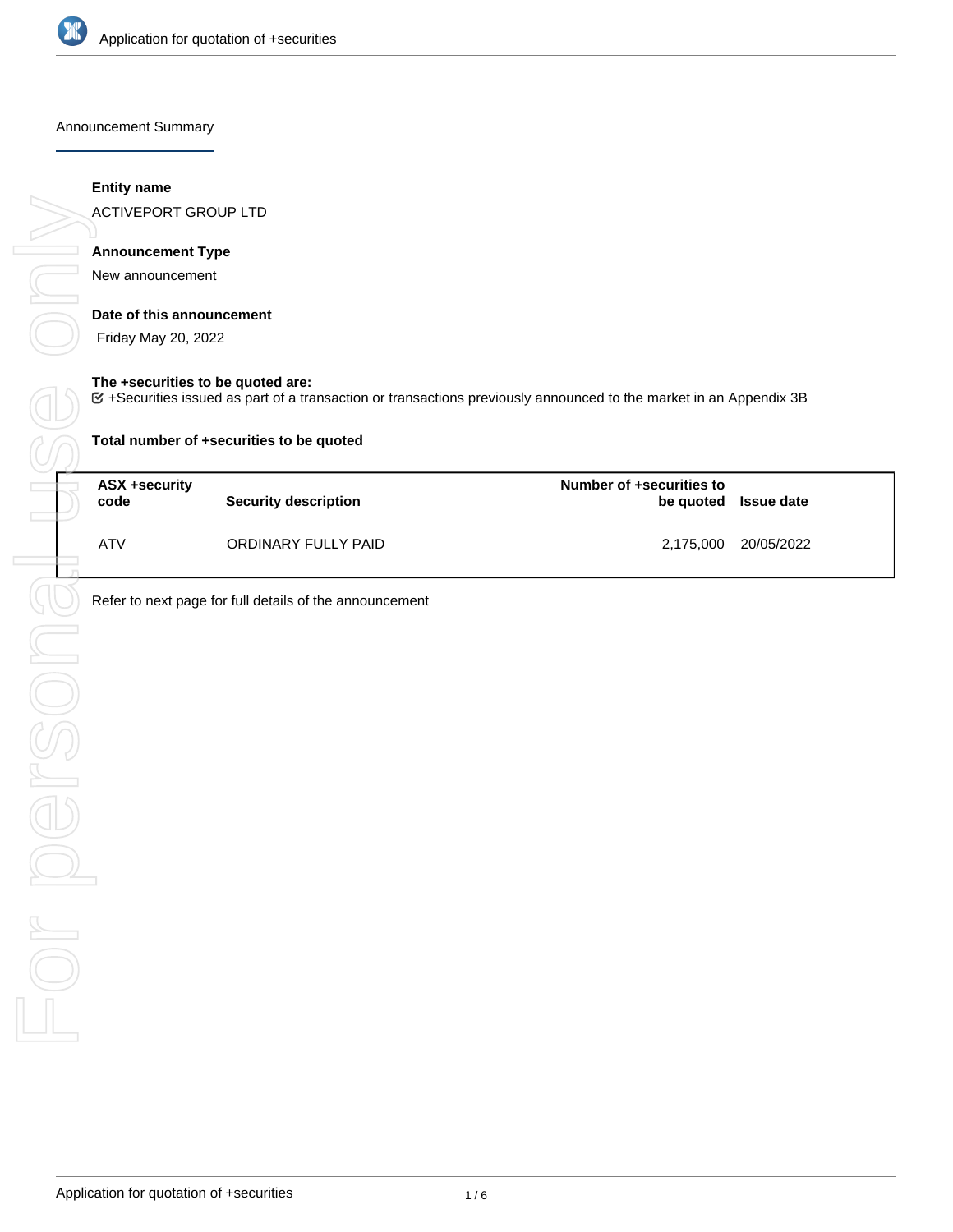## Announcement Summary

**Entity name**

ACTIVEPORT GROUP LTD

**Announcement Type**

New announcement

**Date of this announcement**

Friday May 20, 2022

**The +securities to be quoted are:**

☑ +Securities issued as part of a transaction or transactions previously announced to the market in an Appendix 3B

**Total number of +securities to be quoted**

| ASX +security code | Security description | Number of +securities to be quoted | Issue date |
|---|---|---|---|
| ATV | ORDINARY FULLY PAID | 2,175,000 | 20/05/2022 |

Refer to next page for full details of the announcement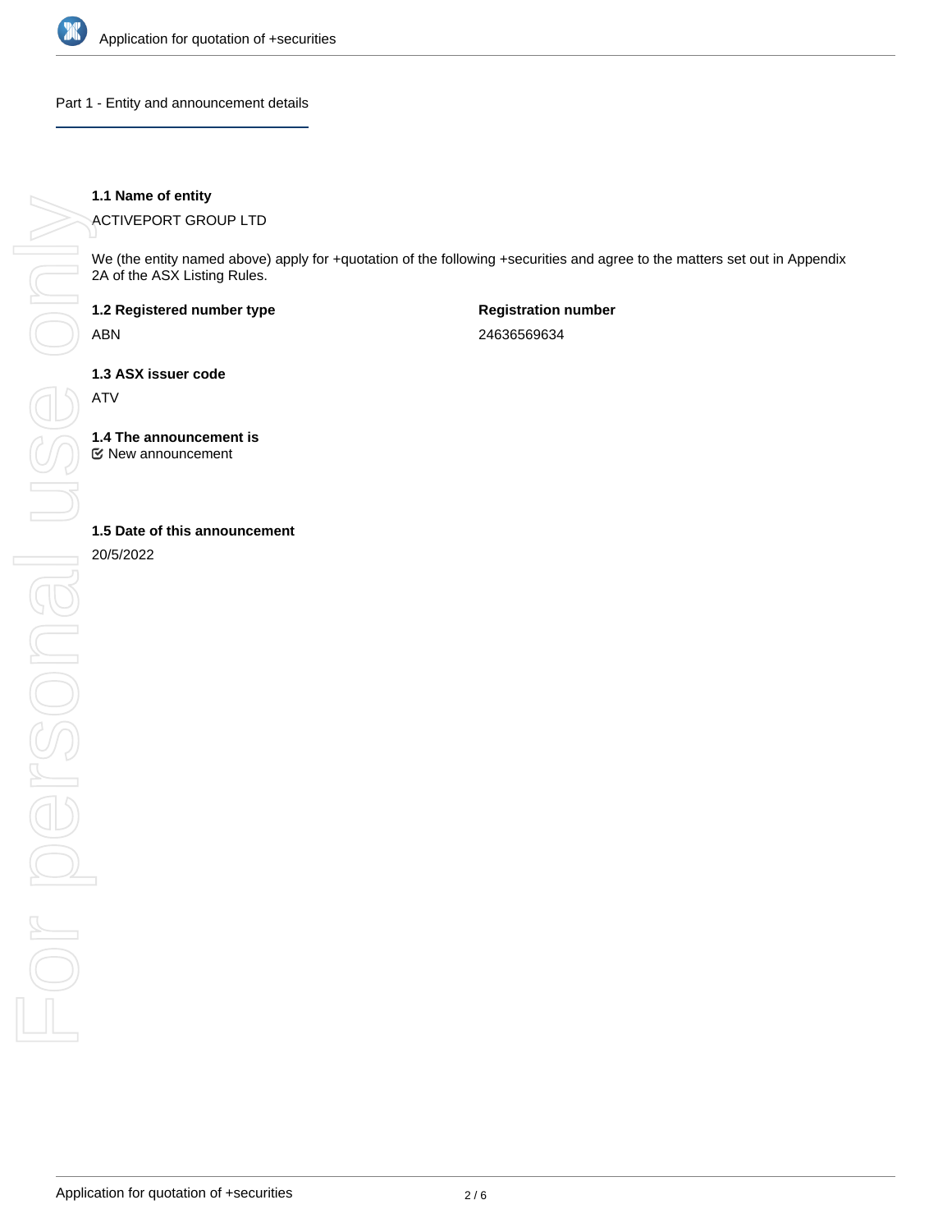## Part 1 - Entity and announcement details

**1.1 Name of entity**

ACTIVEPORT GROUP LTD

We (the entity named above) apply for +quotation of the following +securities and agree to the matters set out in Appendix 2A of the ASX Listing Rules.

**1.2 Registered number type**

ABN

**Registration number**

24636569634

**1.3 ASX issuer code**

ATV

**1.4 The announcement is**

☑ New announcement

**1.5 Date of this announcement**

20/5/2022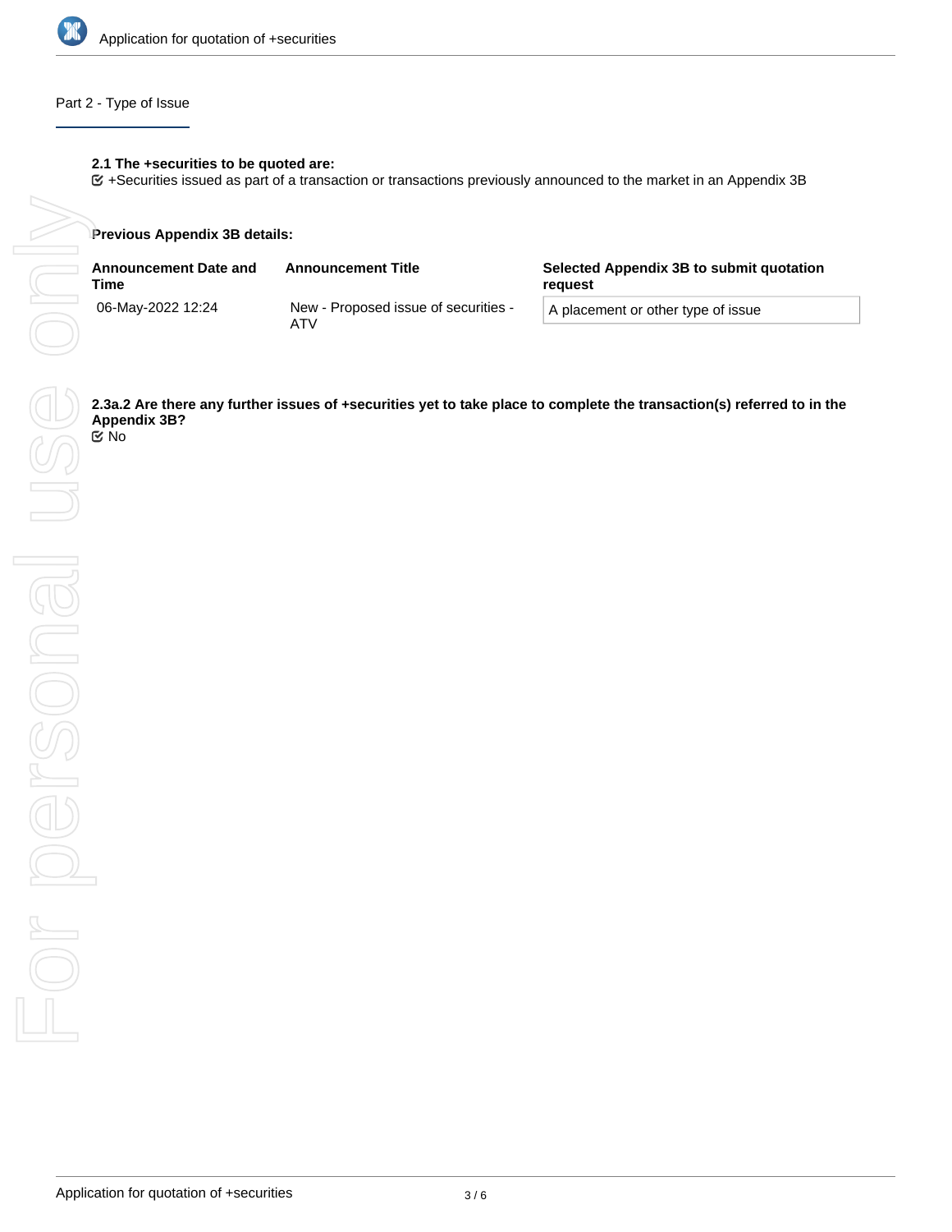## Part 2 - Type of Issue

**2.1 The +securities to be quoted are:**

☑ +Securities issued as part of a transaction or transactions previously announced to the market in an Appendix 3B

**Previous Appendix 3B details:**

| Announcement Date and Time | Announcement Title | Selected Appendix 3B to submit quotation request |
|---|---|---|
| 06-May-2022 12:24 | New - Proposed issue of securities - ATV | A placement or other type of issue |

**2.3a.2 Are there any further issues of +securities yet to take place to complete the transaction(s) referred to in the Appendix 3B?**

☑ No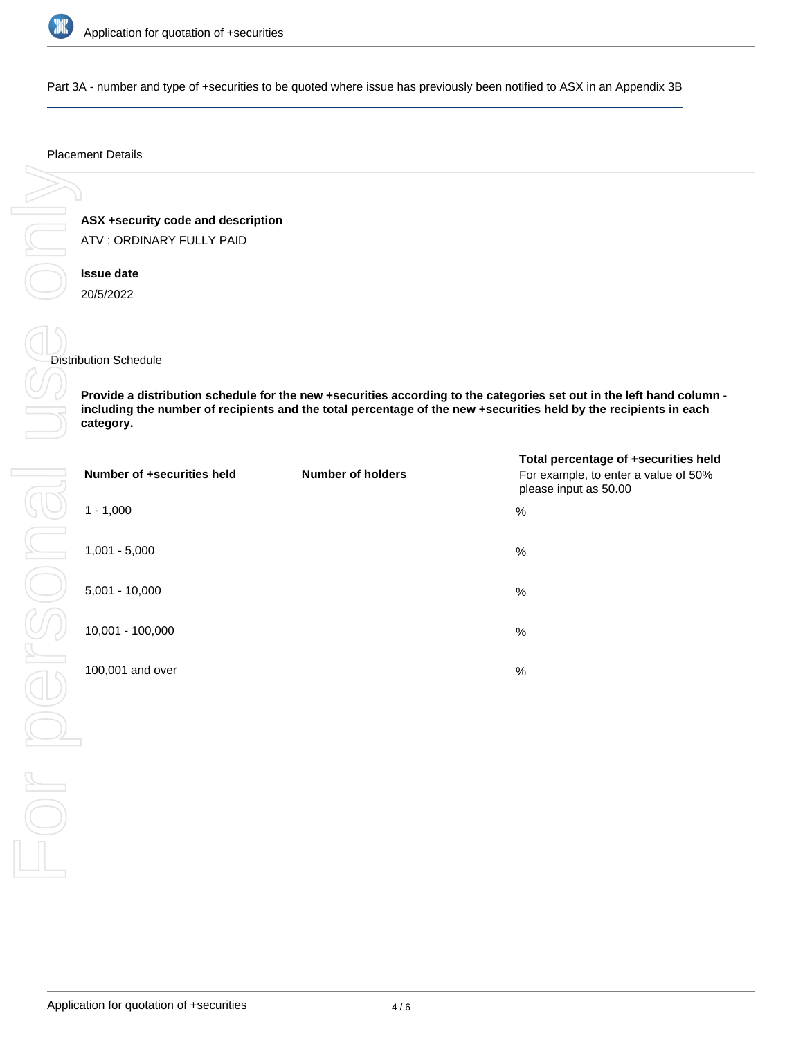Part 3A - number and type of +securities to be quoted where issue has previously been notified to ASX in an Appendix 3B

Placement Details

**ASX +security code and description**

ATV : ORDINARY FULLY PAID

**Issue date**

20/5/2022

Distribution Schedule

**Provide a distribution schedule for the new +securities according to the categories set out in the left hand column - including the number of recipients and the total percentage of the new +securities held by the recipients in each category.**

| Number of +securities held | Number of holders | Total percentage of +securities held<br>For example, to enter a value of 50% please input as 50.00 |
|---|---|---|
| 1 - 1,000 | | % |
| 1,001 - 5,000 | | % |
| 5,001 - 10,000 | | % |
| 10,001 - 100,000 | | % |
| 100,001 and over | | % |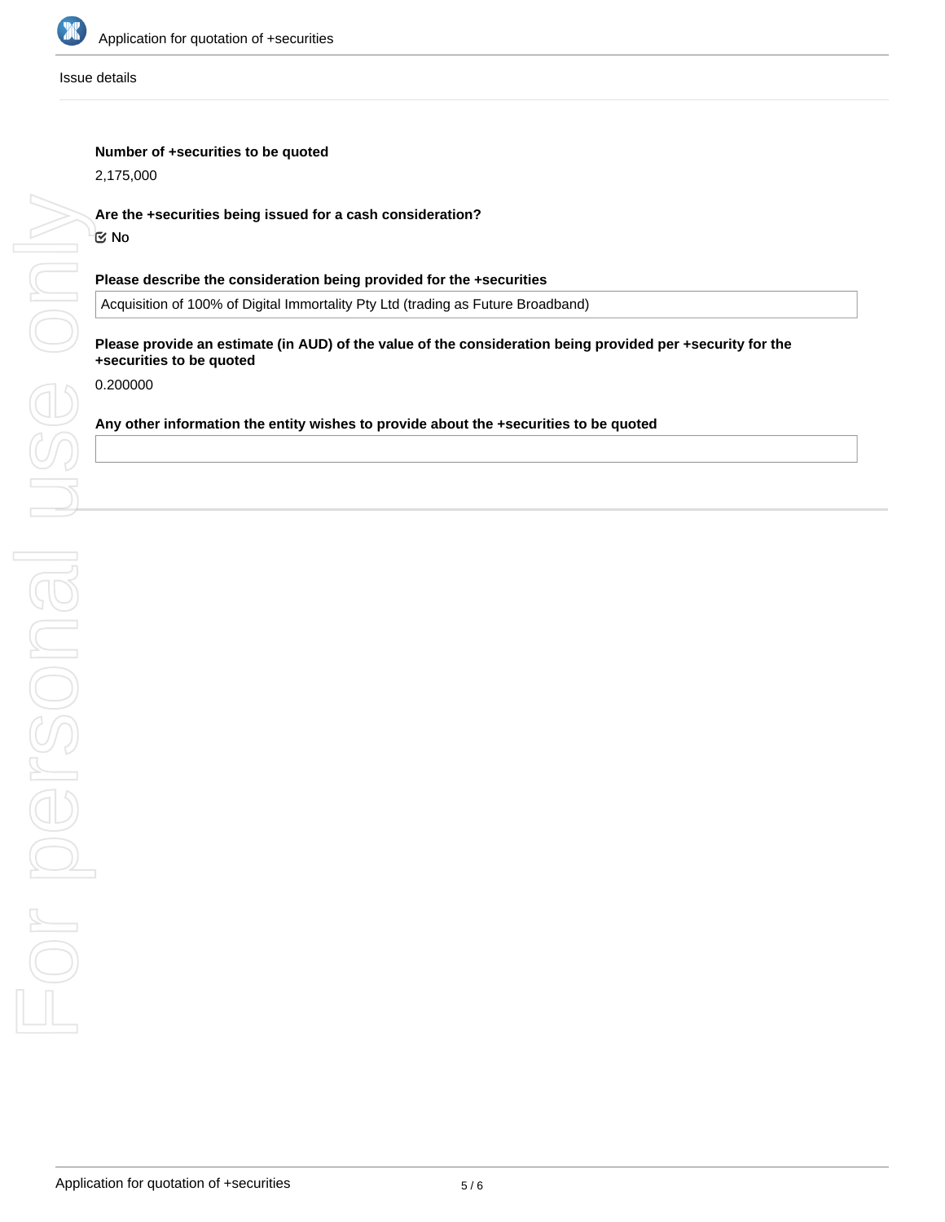Issue details

**Number of +securities to be quoted**

2,175,000

**Are the +securities being issued for a cash consideration?**

☑ No

**Please describe the consideration being provided for the +securities**

Acquisition of 100% of Digital Immortality Pty Ltd (trading as Future Broadband)

**Please provide an estimate (in AUD) of the value of the consideration being provided per +security for the +securities to be quoted**

0.200000

**Any other information the entity wishes to provide about the +securities to be quoted**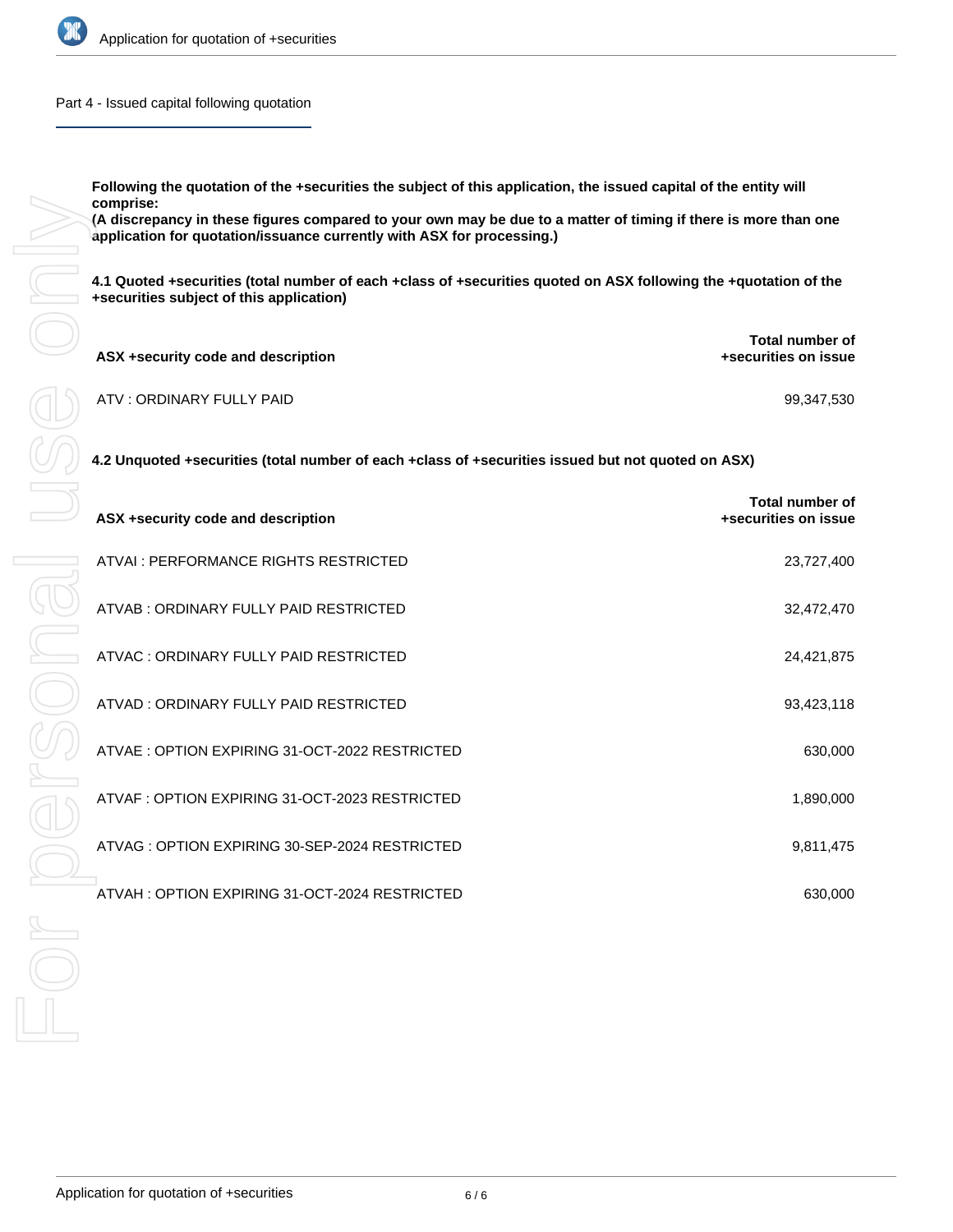## Part 4 - Issued capital following quotation

**Following the quotation of the +securities the subject of this application, the issued capital of the entity will comprise:**
**(A discrepancy in these figures compared to your own may be due to a matter of timing if there is more than one application for quotation/issuance currently with ASX for processing.)**

**4.1 Quoted +securities (total number of each +class of +securities quoted on ASX following the +quotation of the +securities subject of this application)**

| ASX +security code and description | Total number of +securities on issue |
|---|---|
| ATV : ORDINARY FULLY PAID | 99,347,530 |

**4.2 Unquoted +securities (total number of each +class of +securities issued but not quoted on ASX)**

| ASX +security code and description | Total number of +securities on issue |
|---|---|
| ATVAI : PERFORMANCE RIGHTS RESTRICTED | 23,727,400 |
| ATVAB : ORDINARY FULLY PAID RESTRICTED | 32,472,470 |
| ATVAC : ORDINARY FULLY PAID RESTRICTED | 24,421,875 |
| ATVAD : ORDINARY FULLY PAID RESTRICTED | 93,423,118 |
| ATVAE : OPTION EXPIRING 31-OCT-2022 RESTRICTED | 630,000 |
| ATVAF : OPTION EXPIRING 31-OCT-2023 RESTRICTED | 1,890,000 |
| ATVAG : OPTION EXPIRING 30-SEP-2024 RESTRICTED | 9,811,475 |
| ATVAH : OPTION EXPIRING 31-OCT-2024 RESTRICTED | 630,000 |